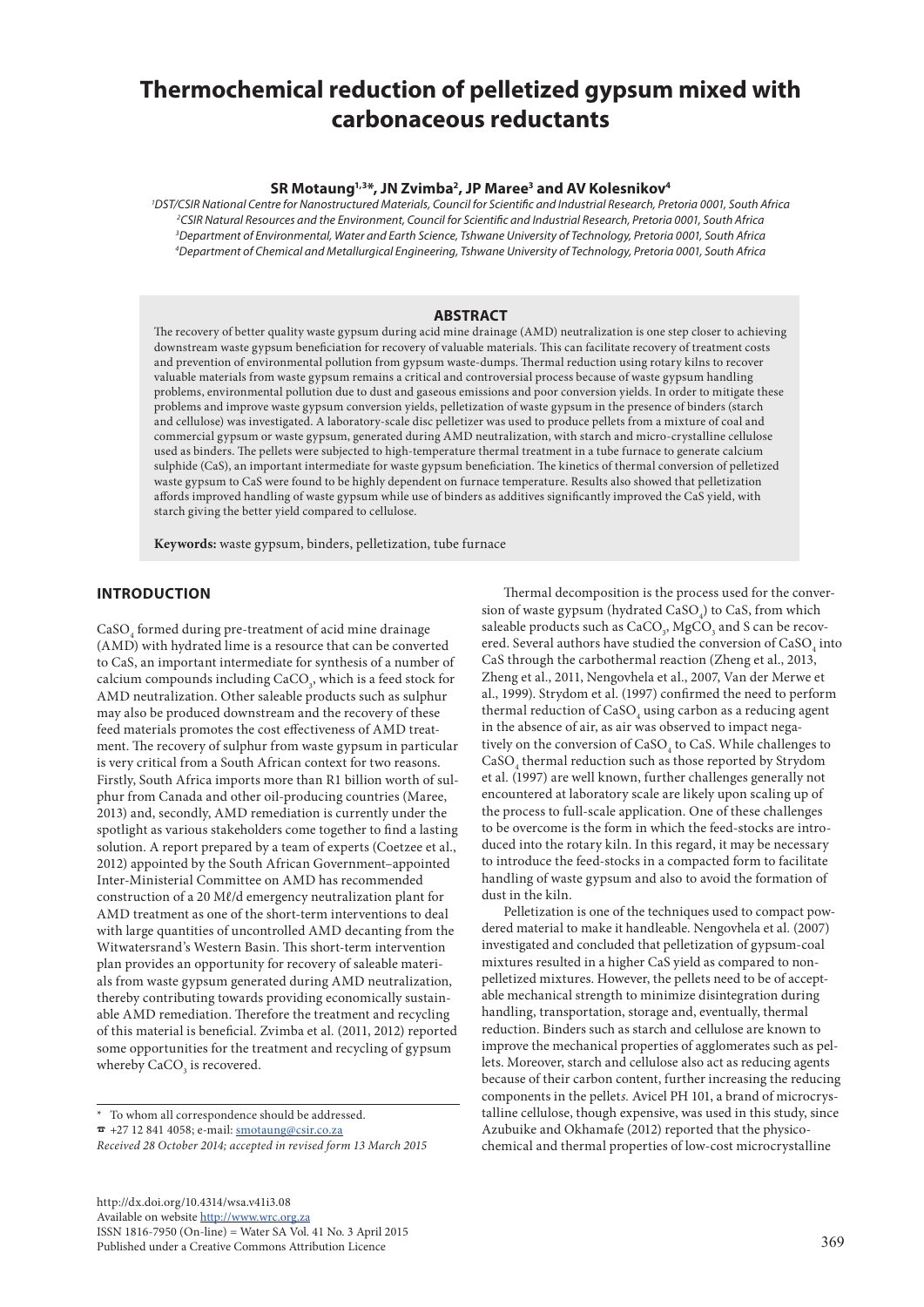# Thermochemical reduction of pelletized gypsum mixed with carbonaceous reductants

**SR Motaung[1,3]*, JN Zvimba[2], JP Maree[3] and AV Kolesnikov[4]**

*[1]DST/CSIR National Centre for Nanostructured Materials, Council for Scientific and Industrial Research, Pretoria 0001, South Africa*
*[2]CSIR Natural Resources and the Environment, Council for Scientific and Industrial Research, Pretoria 0001, South Africa*
*[3]Department of Environmental, Water and Earth Science, Tshwane University of Technology, Pretoria 0001, South Africa*
*[4]Department of Chemical and Metallurgical Engineering, Tshwane University of Technology, Pretoria 0001, South Africa*

## ABSTRACT

The recovery of better quality waste gypsum during acid mine drainage (AMD) neutralization is one step closer to achieving downstream waste gypsum beneficiation for recovery of valuable materials. This can facilitate recovery of treatment costs and prevention of environmental pollution from gypsum waste-dumps. Thermal reduction using rotary kilns to recover valuable materials from waste gypsum remains a critical and controversial process because of waste gypsum handling problems, environmental pollution due to dust and gaseous emissions and poor conversion yields. In order to mitigate these problems and improve waste gypsum conversion yields, pelletization of waste gypsum in the presence of binders (starch and cellulose) was investigated. A laboratory-scale disc pelletizer was used to produce pellets from a mixture of coal and commercial gypsum or waste gypsum, generated during AMD neutralization, with starch and micro-crystalline cellulose used as binders. The pellets were subjected to high-temperature thermal treatment in a tube furnace to generate calcium sulphide (CaS), an important intermediate for waste gypsum beneficiation. The kinetics of thermal conversion of pelletized waste gypsum to CaS were found to be highly dependent on furnace temperature. Results also showed that pelletization affords improved handling of waste gypsum while use of binders as additives significantly improved the CaS yield, with starch giving the better yield compared to cellulose.

**Keywords:** waste gypsum, binders, pelletization, tube furnace

## INTRODUCTION

$CaSO_4$ formed during pre-treatment of acid mine drainage (AMD) with hydrated lime is a resource that can be converted to CaS, an important intermediate for synthesis of a number of calcium compounds including $CaCO_3$, which is a feed stock for AMD neutralization. Other saleable products such as sulphur may also be produced downstream and the recovery of these feed materials promotes the cost effectiveness of AMD treatment. The recovery of sulphur from waste gypsum in particular is very critical from a South African context for two reasons. Firstly, South Africa imports more than R1 billion worth of sulphur from Canada and other oil-producing countries (Maree, 2013) and, secondly, AMD remediation is currently under the spotlight as various stakeholders come together to find a lasting solution. A report prepared by a team of experts (Coetzee et al., 2012) appointed by the South African Government–appointed Inter-Ministerial Committee on AMD has recommended construction of a 20 Mℓ/d emergency neutralization plant for AMD treatment as one of the short-term interventions to deal with large quantities of uncontrolled AMD decanting from the Witwatersrand's Western Basin. This short-term intervention plan provides an opportunity for recovery of saleable materials from waste gypsum generated during AMD neutralization, thereby contributing towards providing economically sustainable AMD remediation. Therefore the treatment and recycling of this material is beneficial. Zvimba et al. (2011, 2012) reported some opportunities for the treatment and recycling of gypsum whereby $CaCO_3$ is recovered.

Thermal decomposition is the process used for the conversion of waste gypsum (hydrated $CaSO_4$) to CaS, from which saleable products such as $CaCO_3$, $MgCO_3$ and S can be recovered. Several authors have studied the conversion of $CaSO_4$ into CaS through the carbothermal reaction (Zheng et al., 2013, Zheng et al., 2011, Nengovhela et al., 2007, Van der Merwe et al., 1999). Strydom et al. (1997) confirmed the need to perform thermal reduction of $CaSO_4$ using carbon as a reducing agent in the absence of air, as air was observed to impact negatively on the conversion of $CaSO_4$ to CaS. While challenges to $CaSO_4$ thermal reduction such as those reported by Strydom et al. (1997) are well known, further challenges generally not encountered at laboratory scale are likely upon scaling up of the process to full-scale application. One of these challenges to be overcome is the form in which the feed-stocks are introduced into the rotary kiln. In this regard, it may be necessary to introduce the feed-stocks in a compacted form to facilitate handling of waste gypsum and also to avoid the formation of dust in the kiln.

Pelletization is one of the techniques used to compact powdered material to make it handleable. Nengovhela et al. (2007) investigated and concluded that pelletization of gypsum-coal mixtures resulted in a higher CaS yield as compared to non-pelletized mixtures. However, the pellets need to be of acceptable mechanical strength to minimize disintegration during handling, transportation, storage and, eventually, thermal reduction. Binders such as starch and cellulose are known to improve the mechanical properties of agglomerates such as pellets. Moreover, starch and cellulose also act as reducing agents because of their carbon content, further increasing the reducing components in the pellets. Avicel PH 101, a brand of microcrystalline cellulose, though expensive, was used in this study, since Azubuike and Okhamafe (2012) reported that the physicochemical and thermal properties of low-cost microcrystalline

---

\* To whom all correspondence should be addressed.
☎ +27 12 841 4058; e-mail: smotaung@csir.co.za
*Received 28 October 2014; accepted in revised form 13 March 2015*

http://dx.doi.org/10.4314/wsa.v41i3.08
Available on website http://www.wrc.org.za
ISSN 1816-7950 (On-line) = Water SA Vol. 41 No. 3 April 2015
Published under a Creative Commons Attribution Licence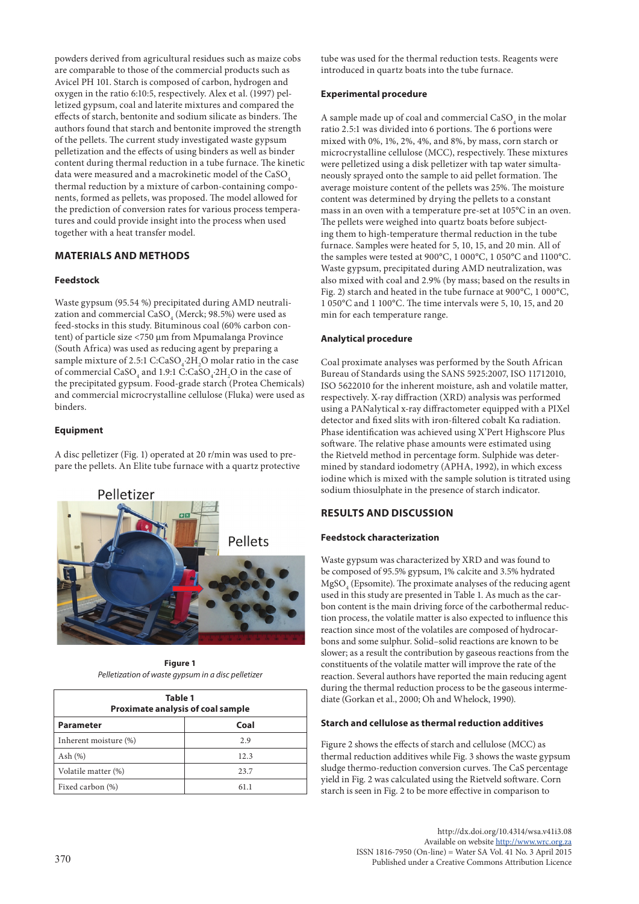powders derived from agricultural residues such as maize cobs are comparable to those of the commercial products such as Avicel PH 101. Starch is composed of carbon, hydrogen and oxygen in the ratio 6:10:5, respectively. Alex et al. (1997) pelletized gypsum, coal and laterite mixtures and compared the effects of starch, bentonite and sodium silicate as binders. The authors found that starch and bentonite improved the strength of the pellets. The current study investigated waste gypsum pelletization and the effects of using binders as well as binder content during thermal reduction in a tube furnace. The kinetic data were measured and a macrokinetic model of the $CaSO_4$ thermal reduction by a mixture of carbon-containing components, formed as pellets, was proposed. The model allowed for the prediction of conversion rates for various process temperatures and could provide insight into the process when used together with a heat transfer model.

## MATERIALS AND METHODS

### Feedstock

Waste gypsum (95.54 %) precipitated during AMD neutralization and commercial $CaSO_4$ (Merck; 98.5%) were used as feed-stocks in this study. Bituminous coal (60% carbon content) of particle size <750 µm from Mpumalanga Province (South Africa) was used as reducing agent by preparing a sample mixture of 2.5:1 C:$CaSO_4 \cdot 2H_2O$ molar ratio in the case of commercial $CaSO_4$ and 1.9:1 C:$CaSO_4 \cdot 2H_2O$ in the case of the precipitated gypsum. Food-grade starch (Protea Chemicals) and commercial microcrystalline cellulose (Fluka) were used as binders.

### Equipment

A disc pelletizer (Fig. 1) operated at 20 r/min was used to prepare the pellets. An Elite tube furnace with a quartz protective tube was used for the thermal reduction tests. Reagents were introduced in quartz boats into the tube furnace.

**Figure 1**
*Pelletization of waste gypsum in a disc pelletizer*

| **Table 1** **Proximate analysis of coal sample** | |
|---|---|
| **Parameter** | **Coal** |
| Inherent moisture (%) | 2.9 |
| Ash (%) | 12.3 |
| Volatile matter (%) | 23.7 |
| Fixed carbon (%) | 61.1 |

### Experimental procedure

A sample made up of coal and commercial $CaSO_4$ in the molar ratio 2.5:1 was divided into 6 portions. The 6 portions were mixed with 0%, 1%, 2%, 4%, and 8%, by mass, corn starch or microcrystalline cellulose (MCC), respectively. These mixtures were pelletized using a disk pelletizer with tap water simultaneously sprayed onto the sample to aid pellet formation. The average moisture content of the pellets was 25%. The moisture content was determined by drying the pellets to a constant mass in an oven with a temperature pre-set at 105°C in an oven. The pellets were weighed into quartz boats before subjecting them to high-temperature thermal reduction in the tube furnace. Samples were heated for 5, 10, 15, and 20 min. All of the samples were tested at 900°C, 1 000°C, 1 050°C and 1100°C. Waste gypsum, precipitated during AMD neutralization, was also mixed with coal and 2.9% (by mass; based on the results in Fig. 2) starch and heated in the tube furnace at 900°C, 1 000°C, 1 050°C and 1 100°C. The time intervals were 5, 10, 15, and 20 min for each temperature range.

### Analytical procedure

Coal proximate analyses was performed by the South African Bureau of Standards using the SANS 5925:2007, ISO 11712010, ISO 5622010 for the inherent moisture, ash and volatile matter, respectively. X-ray diffraction (XRD) analysis was performed using a PANalytical x-ray diffractometer equipped with a PIXel detector and fixed slits with iron-filtered cobalt Kα radiation. Phase identification was achieved using X'Pert Highscore Plus software. The relative phase amounts were estimated using the Rietveld method in percentage form. Sulphide was determined by standard iodometry (APHA, 1992), in which excess iodine which is mixed with the sample solution is titrated using sodium thiosulphate in the presence of starch indicator.

## RESULTS AND DISCUSSION

### Feedstock characterization

Waste gypsum was characterized by XRD and was found to be composed of 95.5% gypsum, 1% calcite and 3.5% hydrated $MgSO_4$ (Epsomite). The proximate analyses of the reducing agent used in this study are presented in Table 1. As much as the carbon content is the main driving force of the carbothermal reduction process, the volatile matter is also expected to influence this reaction since most of the volatiles are composed of hydrocarbons and some sulphur. Solid–solid reactions are known to be slower; as a result the contribution by gaseous reactions from the constituents of the volatile matter will improve the rate of the reaction. Several authors have reported the main reducing agent during the thermal reduction process to be the gaseous intermediate (Gorkan et al., 2000; Oh and Whelock, 1990).

### Starch and cellulose as thermal reduction additives

Figure 2 shows the effects of starch and cellulose (MCC) as thermal reduction additives while Fig. 3 shows the waste gypsum sludge thermo-reduction conversion curves. The CaS percentage yield in Fig. 2 was calculated using the Rietveld software. Corn starch is seen in Fig. 2 to be more effective in comparison to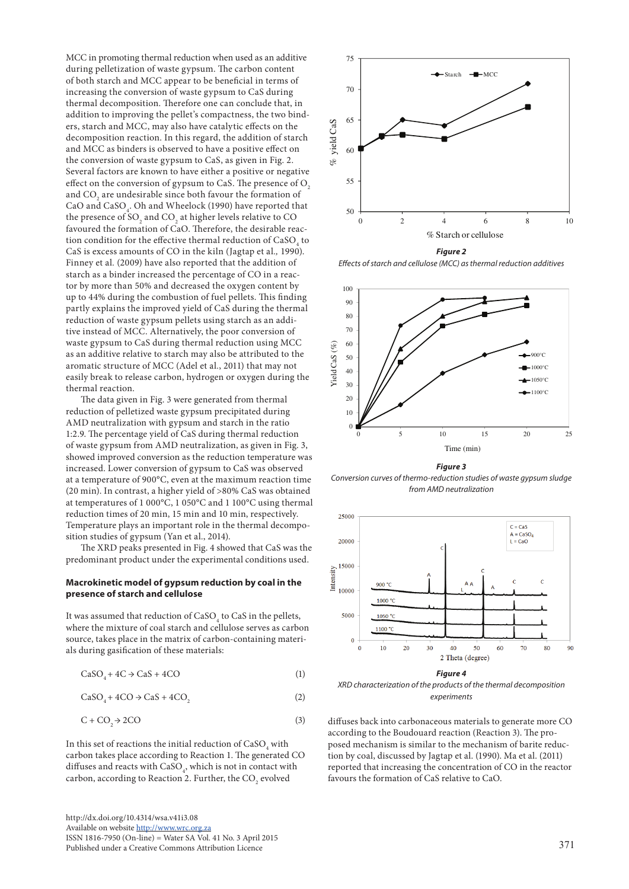MCC in promoting thermal reduction when used as an additive during pelletization of waste gypsum. The carbon content of both starch and MCC appear to be beneficial in terms of increasing the conversion of waste gypsum to CaS during thermal decomposition. Therefore one can conclude that, in addition to improving the pellet's compactness, the two binders, starch and MCC, may also have catalytic effects on the decomposition reaction. In this regard, the addition of starch and MCC as binders is observed to have a positive effect on the conversion of waste gypsum to CaS, as given in Fig. 2. Several factors are known to have either a positive or negative effect on the conversion of gypsum to CaS. The presence of $O_2$ and $CO_2$ are undesirable since both favour the formation of CaO and $CaSO_4$. Oh and Wheelock (1990) have reported that the presence of $SO_2$ and $CO_2$ at higher levels relative to CO favoured the formation of CaO. Therefore, the desirable reaction condition for the effective thermal reduction of $CaSO_4$ to CaS is excess amounts of CO in the kiln (Jagtap et al., 1990). Finney et al. (2009) have also reported that the addition of starch as a binder increased the percentage of CO in a reactor by more than 50% and decreased the oxygen content by up to 44% during the combustion of fuel pellets. This finding partly explains the improved yield of CaS during the thermal reduction of waste gypsum pellets using starch as an additive instead of MCC. Alternatively, the poor conversion of waste gypsum to CaS during thermal reduction using MCC as an additive relative to starch may also be attributed to the aromatic structure of MCC (Adel et al., 2011) that may not easily break to release carbon, hydrogen or oxygen during the thermal reaction.

The data given in Fig. 3 were generated from thermal reduction of pelletized waste gypsum precipitated during AMD neutralization with gypsum and starch in the ratio 1:2.9. The percentage yield of CaS during thermal reduction of waste gypsum from AMD neutralization, as given in Fig. 3, showed improved conversion as the reduction temperature was increased. Lower conversion of gypsum to CaS was observed at a temperature of 900°C, even at the maximum reaction time (20 min). In contrast, a higher yield of >80% CaS was obtained at temperatures of 1 000°C, 1 050°C and 1 100°C using thermal reduction times of 20 min, 15 min and 10 min, respectively. Temperature plays an important role in the thermal decomposition studies of gypsum (Yan et al., 2014).

The XRD peaks presented in Fig. 4 showed that CaS was the predominant product under the experimental conditions used.

**Figure 2**
*Effects of starch and cellulose (MCC) as thermal reduction additives*

**Figure 3**
*Conversion curves of thermo-reduction studies of waste gypsum sludge from AMD neutralization*

**Figure 4**
*XRD characterization of the products of the thermal decomposition experiments*

### Macrokinetic model of gypsum reduction by coal in the presence of starch and cellulose

It was assumed that reduction of $CaSO_4$ to CaS in the pellets, where the mixture of coal starch and cellulose serves as carbon source, takes place in the matrix of carbon-containing materials during gasification of these materials:

$$CaSO_4 + 4C \rightarrow CaS + 4CO \quad (1)$$

$$CaSO_4 + 4CO \rightarrow CaS + 4CO_2 \quad (2)$$

$$C + CO_2 \rightarrow 2CO \quad (3)$$

In this set of reactions the initial reduction of $CaSO_4$ with carbon takes place according to Reaction 1. The generated CO diffuses and reacts with $CaSO_4$, which is not in contact with carbon, according to Reaction 2. Further, the $CO_2$ evolved diffuses back into carbonaceous materials to generate more CO according to the Boudouard reaction (Reaction 3). The proposed mechanism is similar to the mechanism of barite reduction by coal, discussed by Jagtap et al. (1990). Ma et al. (2011) reported that increasing the concentration of CO in the reactor favours the formation of CaS relative to CaO.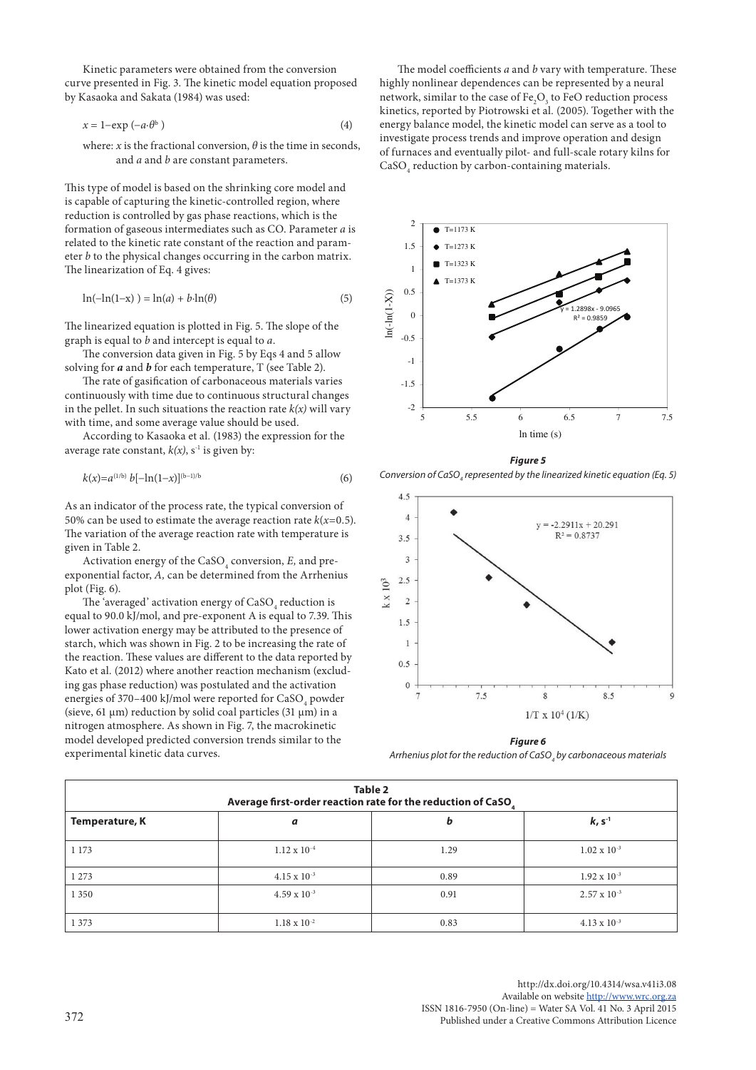Kinetic parameters were obtained from the conversion curve presented in Fig. 3. The kinetic model equation proposed by Kasaoka and Sakata (1984) was used:

$$x = 1 - \exp(-a \cdot \theta^b) \tag{4}$$

where: $x$ is the fractional conversion, $\theta$ is the time in seconds, and $a$ and $b$ are constant parameters.

This type of model is based on the shrinking core model and is capable of capturing the kinetic-controlled region, where reduction is controlled by gas phase reactions, which is the formation of gaseous intermediates such as CO. Parameter $a$ is related to the kinetic rate constant of the reaction and parameter $b$ to the physical changes occurring in the carbon matrix. The linearization of Eq. 4 gives:

$$\ln(-\ln(1-x)) = \ln(a) + b \cdot \ln(\theta) \tag{5}$$

The linearized equation is plotted in Fig. 5. The slope of the graph is equal to $b$ and intercept is equal to $a$.

The conversion data given in Fig. 5 by Eqs 4 and 5 allow solving for ***a*** and ***b*** for each temperature, T (see Table 2).

The rate of gasification of carbonaceous materials varies continuously with time due to continuous structural changes in the pellet. In such situations the reaction rate $k(x)$ will vary with time, and some average value should be used.

According to Kasaoka et al. (1983) the expression for the average rate constant, $k(x)$, $s^{-1}$ is given by:

$$k(x) = a^{(1/b)}\, b[-\ln(1-x)]^{(b-1)/b} \tag{6}$$

As an indicator of the process rate, the typical conversion of 50% can be used to estimate the average reaction rate $k(x=0.5)$. The variation of the average reaction rate with temperature is given in Table 2.

Activation energy of the $CaSO_4$ conversion, $E$, and pre-exponential factor, $A$, can be determined from the Arrhenius plot (Fig. 6).

The 'averaged' activation energy of $CaSO_4$ reduction is equal to 90.0 kJ/mol, and pre-exponent A is equal to 7.39. This lower activation energy may be attributed to the presence of starch, which was shown in Fig. 2 to be increasing the rate of the reaction. These values are different to the data reported by Kato et al. (2012) where another reaction mechanism (excluding gas phase reduction) was postulated and the activation energies of 370–400 kJ/mol were reported for $CaSO_4$ powder (sieve, 61 µm) reduction by solid coal particles (31 µm) in a nitrogen atmosphere. As shown in Fig. 7, the macrokinetic model developed predicted conversion trends similar to the experimental kinetic data curves.

The model coefficients $a$ and $b$ vary with temperature. These highly nonlinear dependences can be represented by a neural network, similar to the case of $Fe_2O_3$ to FeO reduction process kinetics, reported by Piotrowski et al. (2005). Together with the energy balance model, the kinetic model can serve as a tool to investigate process trends and improve operation and design of furnaces and eventually pilot- and full-scale rotary kilns for $CaSO_4$ reduction by carbon-containing materials.

***Figure 5***
*Conversion of $CaSO_4$ represented by the linearized kinetic equation (Eq. 5)*

***Figure 6***
*Arrhenius plot for the reduction of $CaSO_4$ by carbonaceous materials*

**Table 2**
**Average first-order reaction rate for the reduction of $CaSO_4$**

| Temperature, K | *a* | *b* | *k*, $s^{-1}$ |
|---|---|---|---|
| 1 173 | $1.12 \times 10^{-4}$ | 1.29 | $1.02 \times 10^{-3}$ |
| 1 273 | $4.15 \times 10^{-3}$ | 0.89 | $1.92 \times 10^{-3}$ |
| 1 350 | $4.59 \times 10^{-3}$ | 0.91 | $2.57 \times 10^{-3}$ |
| 1 373 | $1.18 \times 10^{-2}$ | 0.83 | $4.13 \times 10^{-3}$ |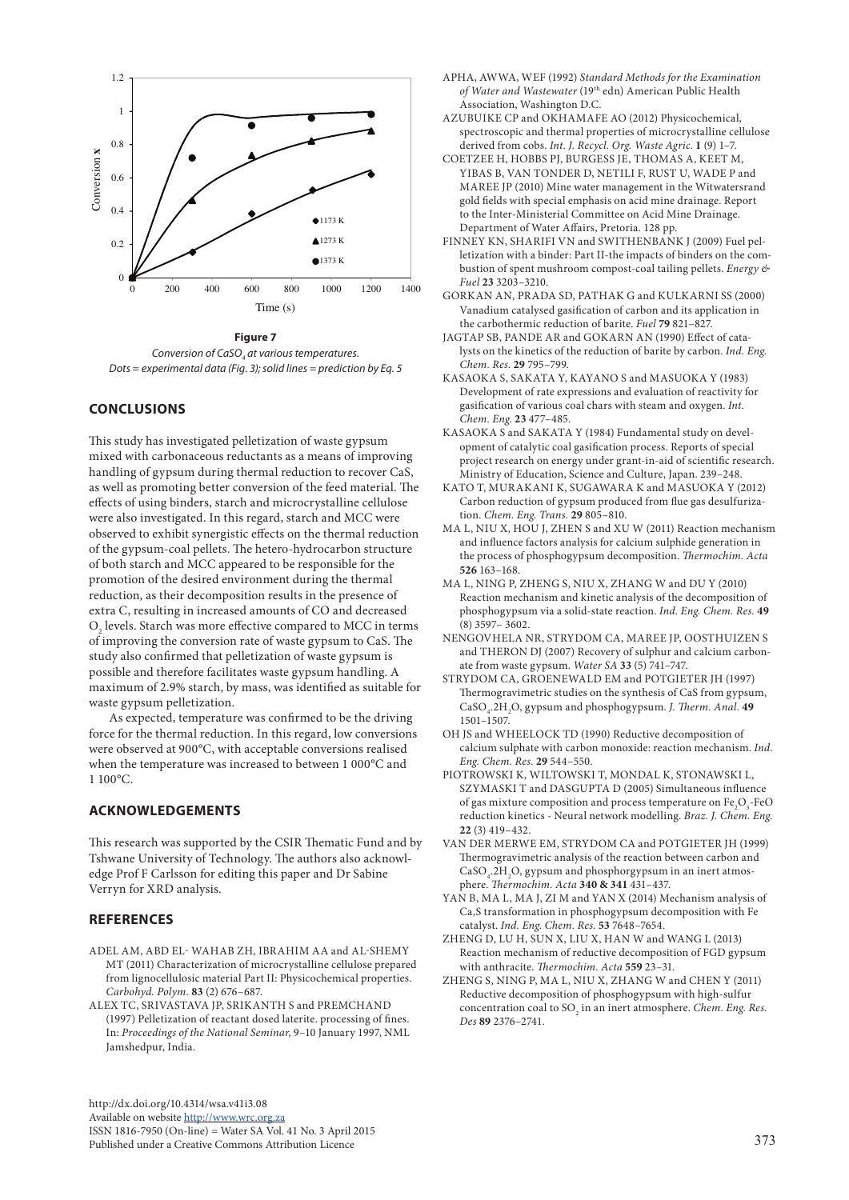**Figure 7**
*Conversion of $CaSO_4$ at various temperatures. Dots = experimental data (Fig. 3); solid lines = prediction by Eq. 5*

## CONCLUSIONS

This study has investigated pelletization of waste gypsum mixed with carbonaceous reductants as a means of improving handling of gypsum during thermal reduction to recover CaS, as well as promoting better conversion of the feed material. The effects of using binders, starch and microcrystalline cellulose were also investigated. In this regard, starch and MCC were observed to exhibit synergistic effects on the thermal reduction of the gypsum-coal pellets. The hetero-hydrocarbon structure of both starch and MCC appeared to be responsible for the promotion of the desired environment during the thermal reduction, as their decomposition results in the presence of extra C, resulting in increased amounts of CO and decreased $O_2$ levels. Starch was more effective compared to MCC in terms of improving the conversion rate of waste gypsum to CaS. The study also confirmed that pelletization of waste gypsum is possible and therefore facilitates waste gypsum handling. A maximum of 2.9% starch, by mass, was identified as suitable for waste gypsum pelletization.

As expected, temperature was confirmed to be the driving force for the thermal reduction. In this regard, low conversions were observed at 900°C, with acceptable conversions realised when the temperature was increased to between 1 000°C and 1 100°C.

## ACKNOWLEDGEMENTS

This research was supported by the CSIR Thematic Fund and by Tshwane University of Technology. The authors also acknowledge Prof F Carlsson for editing this paper and Dr Sabine Verryn for XRD analysis.

## REFERENCES

ADEL AM, ABD EL- WAHAB ZH, IBRAHIM AA and AL-SHEMY MT (2011) Characterization of microcrystalline cellulose prepared from lignocellulosic material Part II: Physicochemical properties. *Carbohyd. Polym.* **83** (2) 676–687.

ALEX TC, SRIVASTAVA JP, SRIKANTH S and PREMCHAND (1997) Pelletization of reactant dosed laterite. processing of fines. In: *Proceedings of the National Seminar*, 9–10 January 1997, NML Jamshedpur, India.

APHA, AWWA, WEF (1992) *Standard Methods for the Examination of Water and Wastewater* (19th edn) American Public Health Association, Washington D.C.

AZUBUIKE CP and OKHAMAFE AO (2012) Physicochemical, spectroscopic and thermal properties of microcrystalline cellulose derived from cobs. *Int. J. Recycl. Org. Waste Agric.* **1** (9) 1–7.

COETZEE H, HOBBS PJ, BURGESS JE, THOMAS A, KEET M, YIBAS B, VAN TONDER D, NETILI F, RUST U, WADE P and MAREE JP (2010) Mine water management in the Witwatersrand gold fields with special emphasis on acid mine drainage. Report to the Inter-Ministerial Committee on Acid Mine Drainage. Department of Water Affairs, Pretoria. 128 pp.

FINNEY KN, SHARIFI VN and SWITHENBANK J (2009) Fuel pelletization with a binder: Part II-the impacts of binders on the combustion of spent mushroom compost-coal tailing pellets. *Energy & Fuel* **23** 3203–3210.

GORKAN AN, PRADA SD, PATHAK G and KULKARNI SS (2000) Vanadium catalysed gasification of carbon and its application in the carbothermic reduction of barite. *Fuel* **79** 821–827.

JAGTAP SB, PANDE AR and GOKARN AN (1990) Effect of catalysts on the kinetics of the reduction of barite by carbon. *Ind. Eng. Chem. Res.* **29** 795–799.

KASAOKA S, SAKATA Y, KAYANO S and MASUOKA Y (1983) Development of rate expressions and evaluation of reactivity for gasification of various coal chars with steam and oxygen. *Int. Chem. Eng.* **23** 477–485.

KASAOKA S and SAKATA Y (1984) Fundamental study on development of catalytic coal gasification process. Reports of special project research on energy under grant-in-aid of scientific research. Ministry of Education, Science and Culture, Japan. 239–248.

KATO T, MURAKANI K, SUGAWARA K and MASUOKA Y (2012) Carbon reduction of gypsum produced from flue gas desulfurization. *Chem. Eng. Trans.* **29** 805–810.

MA L, NIU X, HOU J, ZHEN S and XU W (2011) Reaction mechanism and influence factors analysis for calcium sulphide generation in the process of phosphogypsum decomposition. *Thermochim. Acta* **526** 163–168.

MA L, NING P, ZHENG S, NIU X, ZHANG W and DU Y (2010) Reaction mechanism and kinetic analysis of the decomposition of phosphogypsum via a solid-state reaction. *Ind. Eng. Chem. Res.* **49** (8) 3597– 3602.

NENGOVHELA NR, STRYDOM CA, MAREE JP, OOSTHUIZEN S and THERON DJ (2007) Recovery of sulphur and calcium carbonate from waste gypsum. *Water SA* **33** (5) 741–747.

STRYDOM CA, GROENEWALD EM and POTGIETER JH (1997) Thermogravimetric studies on the synthesis of CaS from gypsum, $CaSO_4.2H_2O$, gypsum and phosphogypsum. *J. Therm. Anal.* **49** 1501–1507.

OH JS and WHEELOCK TD (1990) Reductive decomposition of calcium sulphate with carbon monoxide: reaction mechanism. *Ind. Eng. Chem. Res.* **29** 544–550.

PIOTROWSKI K, WILTOWSKI T, MONDAL K, STONAWSKI L, SZYMASKI T and DASGUPTA D (2005) Simultaneous influence of gas mixture composition and process temperature on $Fe_2O_3$-FeO reduction kinetics - Neural network modelling. *Braz. J. Chem. Eng.* **22** (3) 419–432.

VAN DER MERWE EM, STRYDOM CA and POTGIETER JH (1999) Thermogravimetric analysis of the reaction between carbon and $CaSO_4.2H_2O$, gypsum and phosphorgypsum in an inert atmosphere. *Thermochim. Acta* **340 & 341** 431–437.

YAN B, MA L, MA J, ZI M and YAN X (2014) Mechanism analysis of Ca,S transformation in phosphogypsum decomposition with Fe catalyst. *Ind. Eng. Chem. Res.* **53** 7648–7654.

ZHENG D, LU H, SUN X, LIU X, HAN W and WANG L (2013) Reaction mechanism of reductive decomposition of FGD gypsum with anthracite. *Thermochim. Acta* **559** 23–31.

ZHENG S, NING P, MA L, NIU X, ZHANG W and CHEN Y (2011) Reductive decomposition of phosphogypsum with high-sulfur concentration coal to $SO_2$ in an inert atmosphere. *Chem. Eng. Res. Des* **89** 2376–2741.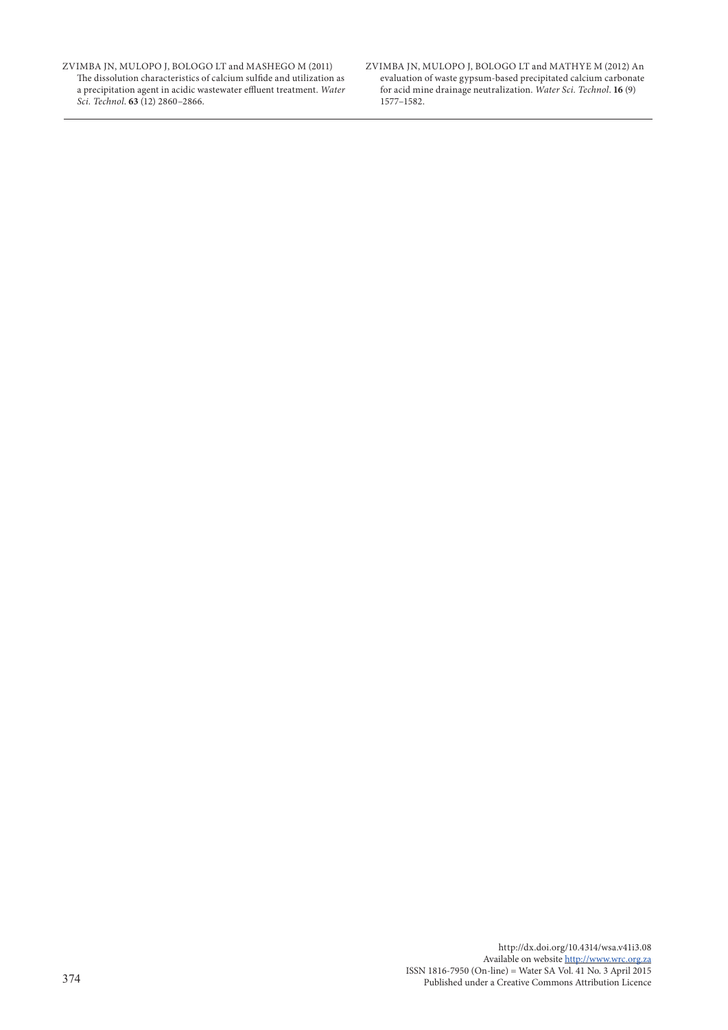ZVIMBA JN, MULOPO J, BOLOGO LT and MASHEGO M (2011) The dissolution characteristics of calcium sulfide and utilization as a precipitation agent in acidic wastewater effluent treatment. *Water Sci. Technol.* **63** (12) 2860–2866.

ZVIMBA JN, MULOPO J, BOLOGO LT and MATHYE M (2012) An evaluation of waste gypsum-based precipitated calcium carbonate for acid mine drainage neutralization. *Water Sci. Technol.* **16** (9) 1577–1582.